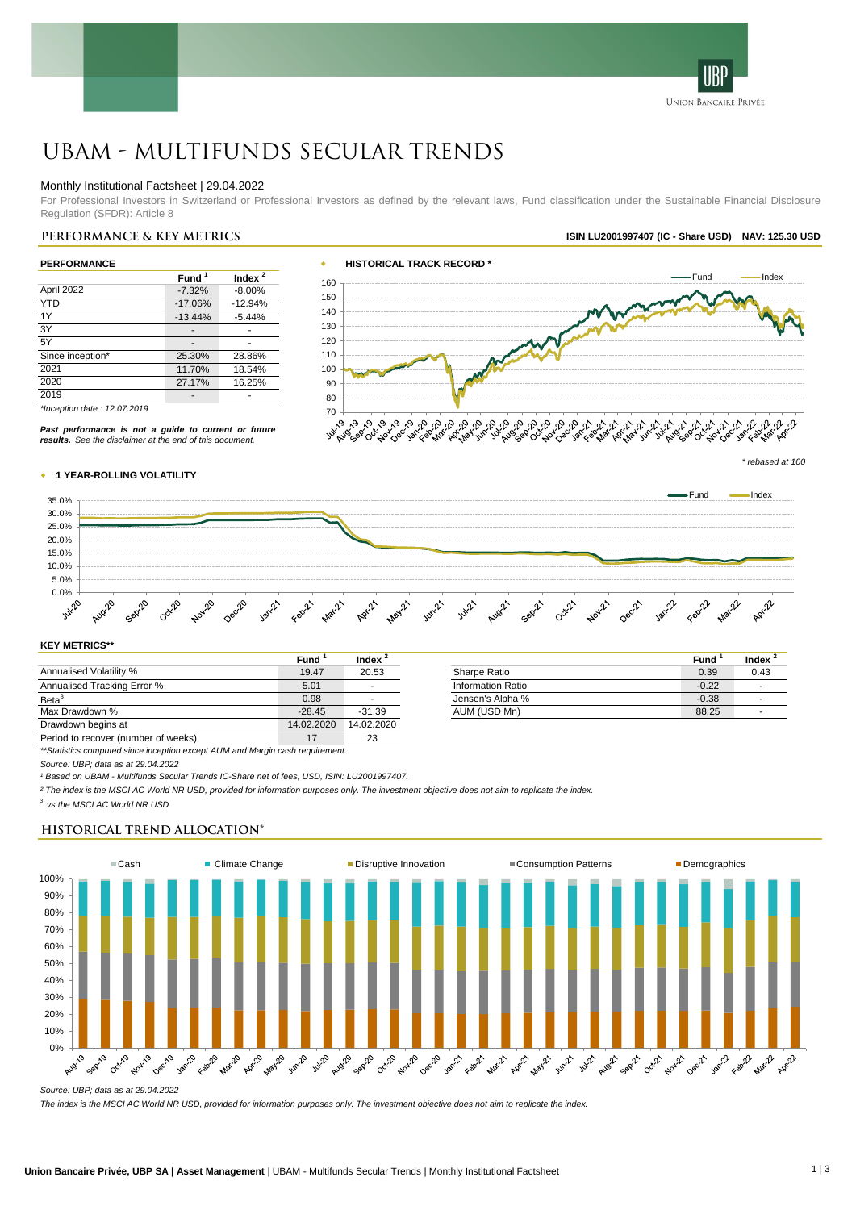# UBAM - MULTIFUNDS SECULAR TRENDS

Monthly Institutional Factsheet | 29.04.2022

For Professional Investors in Switzerland or Professional Investors as defined by the relevant laws, Fund classification under the Sustainable Financial Disclosure Regulation (SFDR): Article 8

## PERFORMANCE & KEY METRICS

**ISIN LU2001997407 (IC - Share USD) NAV: 125.30 USD**

### PERFORMANCE

| | Fund [1] | Index [2] |
|---|---|---|
| April 2022 | -7.32% | -8.00% |
| YTD | -17.06% | -12.94% |
| 1Y | -13.44% | -5.44% |
| 3Y | - | - |
| 5Y | - | - |
| Since inception* | 25.30% | 28.86% |
| 2021 | 11.70% | 18.54% |
| 2020 | 27.17% | 16.25% |
| 2019 | - | - |

*Inception date : 12.07.2019*

***Past performance is not a guide to current or future results.*** *See the disclaimer at the end of this document.*

### HISTORICAL TRACK RECORD *

*\* rebased at 100*

### 1 YEAR-ROLLING VOLATILITY

### KEY METRICS**

| | Fund [1] | Index [2] |
|---|---|---|
| Annualised Volatility % | 19.47 | 20.53 |
| Annualised Tracking Error % | 5.01 | - |
| Beta[3] | 0.98 | - |
| Max Drawdown % | -28.45 | -31.39 |
| Drawdown begins at | 14.02.2020 | 14.02.2020 |
| Period to recover (number of weeks) | 17 | 23 |

| | Fund [1] | Index [2] |
|---|---|---|
| Sharpe Ratio | 0.39 | 0.43 |
| Information Ratio | -0.22 | - |
| Jensen's Alpha % | -0.38 | - |
| AUM (USD Mn) | 88.25 | - |

*\*\*Statistics computed since inception except AUM and Margin cash requirement.*

*Source: UBP; data as at 29.04.2022*

*¹ Based on UBAM - Multifunds Secular Trends IC-Share net of fees, USD, ISIN: LU2001997407.*

*² The index is the MSCI AC World NR USD, provided for information purposes only. The investment objective does not aim to replicate the index.*

*³ vs the MSCI AC World NR USD*

## HISTORICAL TREND ALLOCATION*

*Source: UBP; data as at 29.04.2022*

*The index is the MSCI AC World NR USD, provided for information purposes only. The investment objective does not aim to replicate the index.*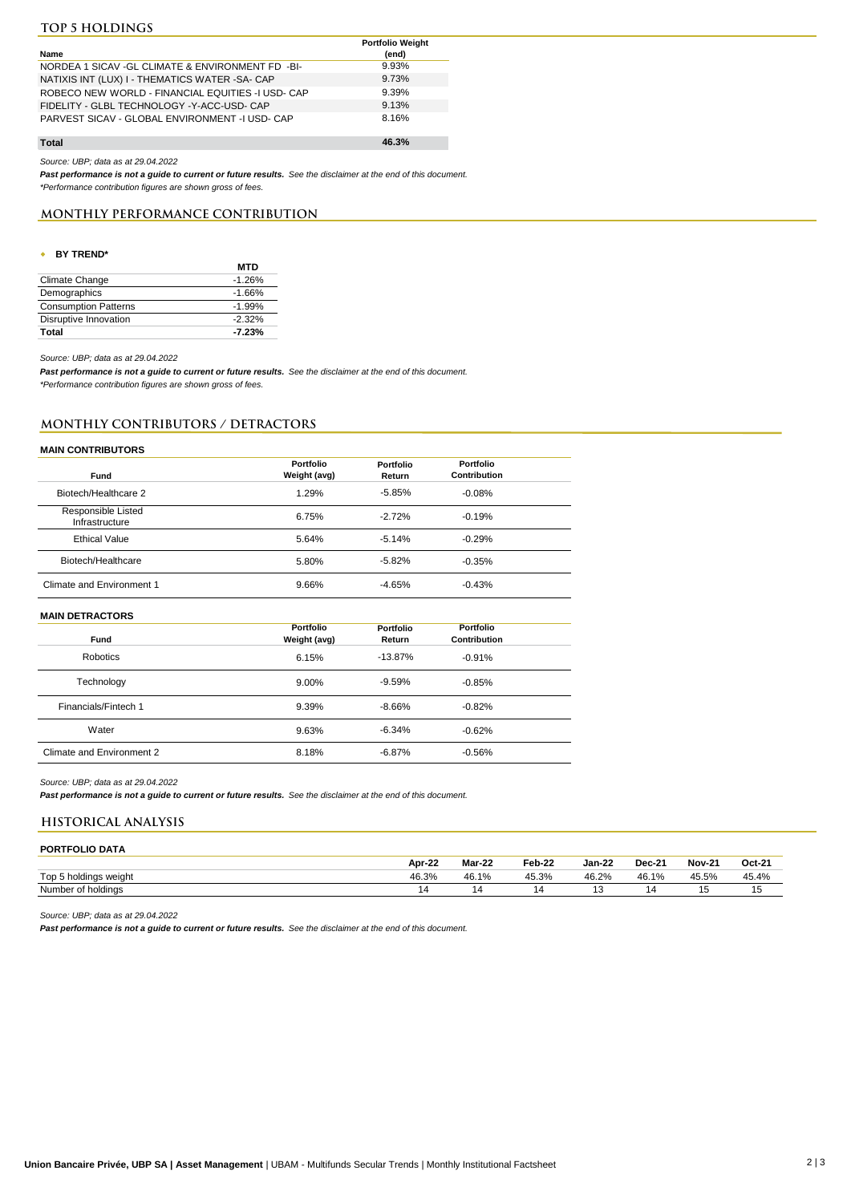## TOP 5 HOLDINGS

| Name | Portfolio Weight (end) |
|---|---|
| NORDEA 1 SICAV -GL CLIMATE & ENVIRONMENT FD -BI- | 9.93% |
| NATIXIS INT (LUX) I - THEMATICS WATER -SA- CAP | 9.73% |
| ROBECO NEW WORLD - FINANCIAL EQUITIES -I USD- CAP | 9.39% |
| FIDELITY - GLBL TECHNOLOGY -Y-ACC-USD- CAP | 9.13% |
| PARVEST SICAV - GLOBAL ENVIRONMENT -I USD- CAP | 8.16% |
| **Total** | **46.3%** |

*Source: UBP; data as at 29.04.2022*

***Past performance is not a guide to current or future results.*** *See the disclaimer at the end of this document.*

*\*Performance contribution figures are shown gross of fees.*

## MONTHLY PERFORMANCE CONTRIBUTION

- **BY TREND***

| | MTD |
|---|---|
| Climate Change | -1.26% |
| Demographics | -1.66% |
| Consumption Patterns | -1.99% |
| Disruptive Innovation | -2.32% |
| **Total** | **-7.23%** |

*Source: UBP; data as at 29.04.2022*

***Past performance is not a guide to current or future results.*** *See the disclaimer at the end of this document.*

*\*Performance contribution figures are shown gross of fees.*

## MONTHLY CONTRIBUTORS / DETRACTORS

**MAIN CONTRIBUTORS**

| Fund | Portfolio Weight (avg) | Portfolio Return | Portfolio Contribution |
|---|---|---|---|
| Biotech/Healthcare 2 | 1.29% | -5.85% | -0.08% |
| Responsible Listed Infrastructure | 6.75% | -2.72% | -0.19% |
| Ethical Value | 5.64% | -5.14% | -0.29% |
| Biotech/Healthcare | 5.80% | -5.82% | -0.35% |
| Climate and Environment 1 | 9.66% | -4.65% | -0.43% |

**MAIN DETRACTORS**

| Fund | Portfolio Weight (avg) | Portfolio Return | Portfolio Contribution |
|---|---|---|---|
| Robotics | 6.15% | -13.87% | -0.91% |
| Technology | 9.00% | -9.59% | -0.85% |
| Financials/Fintech 1 | 9.39% | -8.66% | -0.82% |
| Water | 9.63% | -6.34% | -0.62% |
| Climate and Environment 2 | 8.18% | -6.87% | -0.56% |

*Source: UBP; data as at 29.04.2022*

***Past performance is not a guide to current or future results.*** *See the disclaimer at the end of this document.*

## HISTORICAL ANALYSIS

**PORTFOLIO DATA**

| | Apr-22 | Mar-22 | Feb-22 | Jan-22 | Dec-21 | Nov-21 | Oct-21 |
|---|---|---|---|---|---|---|---|
| Top 5 holdings weight | 46.3% | 46.1% | 45.3% | 46.2% | 46.1% | 45.5% | 45.4% |
| Number of holdings | 14 | 14 | 14 | 13 | 14 | 15 | 15 |

*Source: UBP; data as at 29.04.2022*

***Past performance is not a guide to current or future results.*** *See the disclaimer at the end of this document.*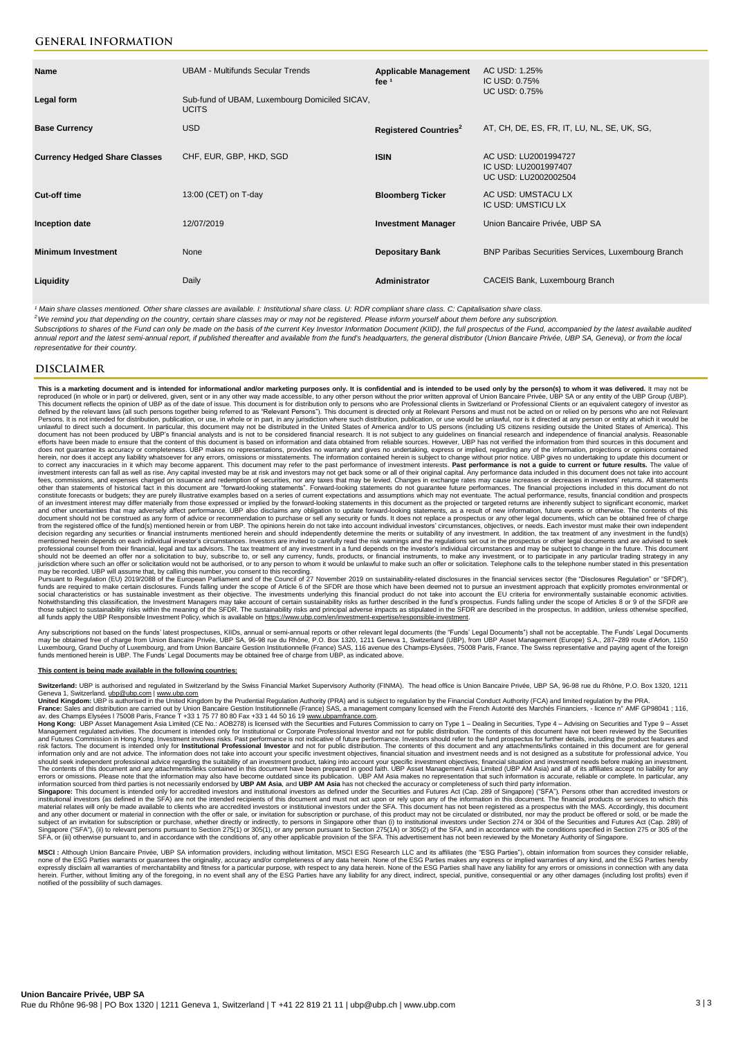## GENERAL INFORMATION

| | | | |
|---|---|---|---|
| **Name** | UBAM - Multifunds Secular Trends | **Applicable Management fee** [1] | AC USD: 1.25%<br>IC USD: 0.75%<br>UC USD: 0.75% |
| **Legal form** | Sub-fund of UBAM, Luxembourg Domiciled SICAV, UCITS | | |
| **Base Currency** | USD | **Registered Countries**[2] | AT, CH, DE, ES, FR, IT, LU, NL, SE, UK, SG, |
| **Currency Hedged Share Classes** | CHF, EUR, GBP, HKD, SGD | **ISIN** | AC USD: LU2001994727<br>IC USD: LU2001997407<br>UC USD: LU2002002504 |
| **Cut-off time** | 13:00 (CET) on T-day | **Bloomberg Ticker** | AC USD: UMSTACU LX<br>IC USD: UMSTICU LX |
| **Inception date** | 12/07/2019 | **Investment Manager** | Union Bancaire Privée, UBP SA |
| **Minimum Investment** | None | **Depositary Bank** | BNP Paribas Securities Services, Luxembourg Branch |
| **Liquidity** | Daily | **Administrator** | CACEIS Bank, Luxembourg Branch |

*[1] Main share classes mentioned. Other share classes are available. I: Institutional share class. U: RDR compliant share class. C: Capitalisation share class.*

*[2] We remind you that depending on the country, certain share classes may or may not be registered. Please inform yourself about them before any subscription.*

*Subscriptions to shares of the Fund can only be made on the basis of the current Key Investor Information Document (KIID), the full prospectus of the Fund, accompanied by the latest available audited annual report and the latest semi-annual report, if published thereafter and available from the fund's headquarters, the general distributor (Union Bancaire Privée, UBP SA, Geneva), or from the local representative for their country.*

## DISCLAIMER

**This is a marketing document and is intended for informational and/or marketing purposes only. It is confidential and is intended to be used only by the person(s) to whom it was delivered.** It may not be reproduced (in whole or in part) or delivered, given, sent or in any other way made accessible, to any other person without the prior written approval of Union Bancaire Privée, UBP SA or any entity of the UBP Group (UBP). This document reflects the opinion of UBP as of the date of issue. This document is for distribution only to persons who are Professional clients in Switzerland or Professional Clients or an equivalent category of investor as defined by the relevant laws (all such persons together being referred to as "Relevant Persons"). This document is directed only at Relevant Persons and must not be acted on or relied on by persons who are not Relevant Persons. It is not intended for distribution, publication, or use, in whole or in part, in any jurisdiction where such distribution, publication, or use would be unlawful, nor is it directed at any person or entity at which it would be unlawful to direct such a document. In particular, this document may not be distributed in the United States of America and/or to US persons (including US citizens residing outside the United States of America). This document has not been produced by UBP's financial analysts and is not to be considered financial research. It is not subject to any guidelines on financial research and independence of financial analysis. Reasonable efforts have been made to ensure that the content of this document is based on information and data obtained from reliable sources. However, UBP has not verified the information from third sources in this document and does not guarantee its accuracy or completeness. UBP makes no representations, provides no warranty and gives no undertaking, express or implied, regarding any of the information, projections or opinions contained herein, nor does it accept any liability whatsoever for any errors, omissions or misstatements. The information contained herein is subject to change without prior notice. UBP gives no undertaking to update this document or to correct any inaccuracies in it which may become apparent. This document may refer to the past performance of investment interests. **Past performance is not a guide to current or future results.** The value of investment interests can fall as well as rise. Any capital invested may be at risk and investors may not get back some or all of their original capital. Any performance data included in this document does not take into account fees, commissions, and expenses charged on issuance and redemption of securities, nor any taxes that may be levied. Changes in exchange rates may cause increases or decreases in investors' returns. All statements other than statements of historical fact in this document are "forward-looking statements". Forward-looking statements do not guarantee future performances. The financial projections included in this document do not constitute forecasts or budgets; they are purely illustrative examples based on a series of current expectations and assumptions which may not eventuate. The actual performance, results, financial condition and prospects of an investment interest may differ materially from those expressed or implied by the forward-looking statements in this document as the projected or targeted returns are inherently subject to significant economic, market and other uncertainties that may adversely affect performance. UBP also disclaims any obligation to update forward-looking statements, as a result of new information, future events or otherwise. The contents of this document should not be construed as any form of advice or recommendation to purchase or sell any security or funds. It does not replace a prospectus or any other legal documents, which can be obtained free of charge from the registered office of the fund(s) mentioned herein or from UBP. The opinions herein do not take into account individual investors' circumstances, objectives, or needs. Each investor must make their own independent decision regarding any securities or financial instruments mentioned herein and should independently determine the merits or suitability of any investment. In addition, the tax treatment of any investment in the fund(s) mentioned herein depends on each individual investor's circumstances. Investors are invited to carefully read the risk warnings and the regulations set out in the prospectus or other legal documents and are advised to seek professional counsel from their financial, legal and tax advisors. The tax treatment of any investment in a fund depends on the investor's individual circumstances and may be subject to change in the future. This document should not be deemed an offer or a solicitation to buy, subscribe to, or sell any currency, funds, products, or financial instruments, to make any investment, or to participate in any particular trading strategy in any jurisdiction where such an offer or solicitation would not be authorised, or to any person to whom it would be unlawful to make such an offer or solicitation. Telephone calls to the telephone number stated in this presentation may be recorded. UBP will assume that, by calling this number, you consent to this recording.

Pursuant to Regulation (EU) 2019/2088 of the European Parliament and of the Council of 27 November 2019 on sustainability-related disclosures in the financial services sector (the "Disclosures Regulation" or "SFDR"), funds are required to make certain disclosures. Funds falling under the scope of Article 6 of the SFDR are those which have been deemed not to pursue an investment approach that explicitly promotes environmental or social characteristics or has sustainable investment as their objective. The investments underlying this financial product do not take into account the EU criteria for environmentally sustainable economic activities. Notwithstanding this classification, the Investment Managers may take account of certain sustainability risks as further described in the fund's prospectus. Funds falling under the scope of Articles 8 or 9 of the SFDR are those subject to sustainability risks within the meaning of the SFDR. The sustainability risks and principal adverse impacts as stipulated in the SFDR are described in the prospectus. In addition, unless otherwise specified, all funds apply the UBP Responsible Investment Policy, which is available on https://www.ubp.com/en/investment-expertise/responsible-investment.

Any subscriptions not based on the funds' latest prospectuses, KIIDs, annual or semi-annual reports or other relevant legal documents (the "Funds' Legal Documents") shall not be acceptable. The Funds' Legal Documents may be obtained free of charge from Union Bancaire Privée, UBP SA, 96-98 rue du Rhône, P.O. Box 1320, 1211 Geneva 1, Switzerland (UBP), from UBP Asset Management (Europe) S.A., 287–289 route d'Arlon, 1150 Luxembourg, Grand Duchy of Luxembourg, and from Union Bancaire Gestion Institutionnelle (France) SAS, 116 avenue des Champs-Elysées, 75008 Paris, France. The Swiss representative and paying agent of the foreign funds mentioned herein is UBP. The Funds' Legal Documents may be obtained free of charge from UBP, as indicated above.

**This content is being made available in the following countries:**

**Switzerland:** UBP is authorised and regulated in Switzerland by the Swiss Financial Market Supervisory Authority (FINMA). The head office is Union Bancaire Privée, UBP SA, 96-98 rue du Rhône, P.O. Box 1320, 1211 Geneva 1, Switzerland. ubp@ubp.com | www.ubp.com

**United Kingdom:** UBP is authorised in the United Kingdom by the Prudential Regulation Authority (PRA) and is subject to regulation by the Financial Conduct Authority (FCA) and limited regulation by the PRA.

**France:** Sales and distribution are carried out by Union Bancaire Gestion Institutionnelle (France) SAS, a management company licensed with the French Autorité des Marchés Financiers, - licence n° AMF GP98041 ; 116, av. des Champs Elysées l 75008 Paris, France T +33 1 75 77 80 80 Fax +33 1 44 50 16 19 www.ubpamfrance.com.

**Hong Kong:** UBP Asset Management Asia Limited (CE No.: AOB278) is licensed with the Securities and Futures Commission to carry on Type 1 – Dealing in Securities, Type 4 – Advising on Securities and Type 9 – Asset Management regulated activities. The document is intended only for Institutional or Corporate Professional Investor and not for public distribution. The contents of this document have not been reviewed by the Securities and Futures Commission in Hong Kong. Investment involves risks. Past performance is not indicative of future performance. Investors should refer to the fund prospectus for further details, including the product features and risk factors. The document is intended only for **Institutional Professional Investor** and not for public distribution. The contents of this document and any attachments/links contained in this document are for general information only and are not advice. The information does not take into account your specific investment objectives, financial situation and investment needs and is not designed as a substitute for professional advice. You should seek independent professional advice regarding the suitability of an investment product, taking into account your specific investment objectives, financial situation and investment needs before making an investment. The contents of this document and any attachments/links contained in this document have been prepared in good faith. UBP Asset Management Asia Limited (UBP AM Asia) and all of its affiliates accept no liability for any errors or omissions. Please note that the information may also have become outdated since its publication. UBP AM Asia makes no representation that such information is accurate, reliable or complete. In particular, any information sourced from third parties is not necessarily endorsed by **UBP AM Asia**, and **UBP AM Asia** has not checked the accuracy or completeness of such third party information.

**Singapore:** This document is intended only for accredited investors and institutional investors as defined under the Securities and Futures Act (Cap. 289 of Singapore) ("SFA"). Persons other than accredited investors or institutional investors (as defined in the SFA) are not the intended recipients of this document and must not act upon or rely upon any of the information in this document. The financial products or services to which this material relates will only be made available to clients who are accredited investors or institutional investors under the SFA. This document has not been registered as a prospectus with the MAS. Accordingly, this document and any other document or material in connection with the offer or sale, or invitation for subscription or purchase, of this product may not be circulated or distributed, nor may the product be offered or sold, or be made the subject of an invitation for subscription or purchase, whether directly or indirectly, to persons in Singapore other than (i) to institutional investors under Section 274 or 304 of the Securities and Futures Act (Cap. 289) of Singapore ("SFA"), (ii) to relevant persons pursuant to Section 275(1) or 305(1), or any person pursuant to Section 275(1A) or 305(2) of the SFA, and in accordance with the conditions specified in Section 275 or 305 of the SFA, or (iii) otherwise pursuant to, and in accordance with the conditions of, any other applicable provision of the SFA. This advertisement has not been reviewed by the Monetary Authority of Singapore.

**MSCI :** Although Union Bancaire Privée, UBP SA information providers, including without limitation, MSCI ESG Research LLC and its affiliates (the "ESG Parties"), obtain information from sources they consider reliable, none of the ESG Parties warrants or guarantees the originality, accuracy and/or completeness of any data herein. None of the ESG Parties makes any express or implied warranties of any kind, and the ESG Parties hereby expressly disclaim all warranties of merchantability and fitness for a particular purpose, with respect to any data herein. None of the ESG Parties shall have any liability for any errors or omissions in connection with any data herein. Further, without limiting any of the foregoing, in no event shall any of the ESG Parties have any liability for any direct, indirect, special, punitive, consequential or any other damages (including lost profits) even if notified of the possibility of such damages.

**Union Bancaire Privée, UBP SA**
Rue du Rhône 96-98 | PO Box 1320 | 1211 Geneva 1, Switzerland | T +41 22 819 21 11 | ubp@ubp.com | www.ubp.com